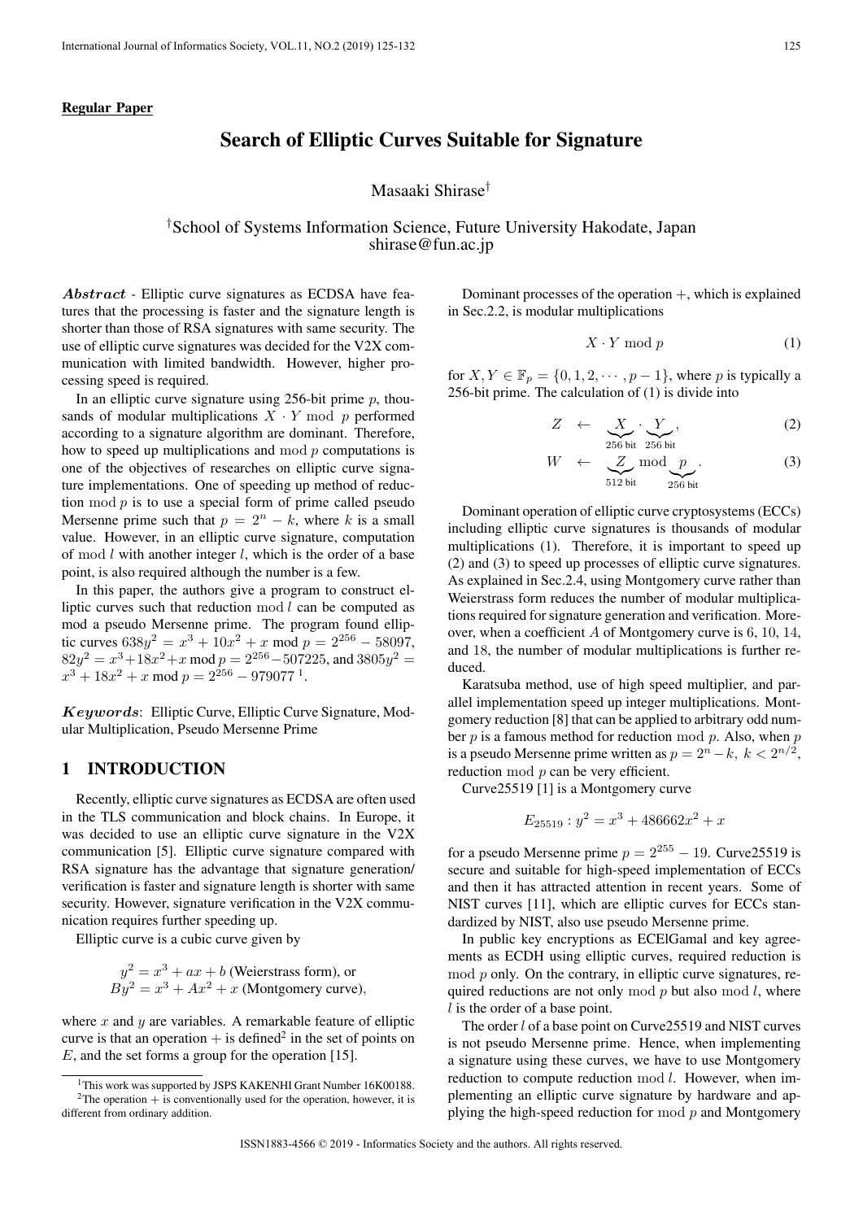**Regular Paper**

# Search of Elliptic Curves Suitable for Signature

Masaaki Shirase[†]

[†]School of Systems Information Science, Future University Hakodate, Japan
shirase@fun.ac.jp

***Abstract*** - Elliptic curve signatures as ECDSA have features that the processing is faster and the signature length is shorter than those of RSA signatures with same security. The use of elliptic curve signatures was decided for the V2X communication with limited bandwidth. However, higher processing speed is required.

In an elliptic curve signature using 256-bit prime $p$, thousands of modular multiplications $X \cdot Y \bmod p$ performed according to a signature algorithm are dominant. Therefore, how to speed up multiplications and $\bmod p$ computations is one of the objectives of researches on elliptic curve signature implementations. One of speeding up method of reduction $\bmod p$ is to use a special form of prime called pseudo Mersenne prime such that $p = 2^n - k$, where $k$ is a small value. However, in an elliptic curve signature, computation of $\bmod l$ with another integer $l$, which is the order of a base point, is also required although the number is a few.

In this paper, the authors give a program to construct elliptic curves such that reduction $\bmod l$ can be computed as mod a pseudo Mersenne prime. The program found elliptic curves $638y^2 = x^3 + 10x^2 + x \bmod p = 2^{256} - 58097$, $82y^2 = x^3 + 18x^2 + x \bmod p = 2^{256} - 507225$, and $3805y^2 = x^3 + 18x^2 + x \bmod p = 2^{256} - 979077$ [1].

***Keywords***: Elliptic Curve, Elliptic Curve Signature, Modular Multiplication, Pseudo Mersenne Prime

## 1 INTRODUCTION

Recently, elliptic curve signatures as ECDSA are often used in the TLS communication and block chains. In Europe, it was decided to use an elliptic curve signature in the V2X communication [5]. Elliptic curve signature compared with RSA signature has the advantage that signature generation/verification is faster and signature length is shorter with same security. However, signature verification in the V2X communication requires further speeding up.

Elliptic curve is a cubic curve given by

$$
\begin{aligned}
y^2 &= x^3 + ax + b \text{ (Weierstrass form), or} \\
By^2 &= x^3 + Ax^2 + x \text{ (Montgomery curve),}
\end{aligned}
$$

where $x$ and $y$ are variables. A remarkable feature of elliptic curve is that an operation $+$ is defined[2] in the set of points on $E$, and the set forms a group for the operation [15].

Dominant processes of the operation $+$, which is explained in Sec.2.2, is modular multiplications

$$
X \cdot Y \bmod p \tag{1}
$$

for $X, Y \in \mathbb{F}_p = \{0, 1, 2, \cdots, p-1\}$, where $p$ is typically a 256-bit prime. The calculation of (1) is divide into

$$
Z \leftarrow \underbrace{X}_{256 \text{ bit}} \cdot \underbrace{Y}_{256 \text{ bit}}, \tag{2}
$$

$$
W \leftarrow \underbrace{Z}_{512 \text{ bit}} \bmod \underbrace{p}_{256 \text{ bit}}. \tag{3}
$$

Dominant operation of elliptic curve cryptosystems (ECCs) including elliptic curve signatures is thousands of modular multiplications (1). Therefore, it is important to speed up (2) and (3) to speed up processes of elliptic curve signatures. As explained in Sec.2.4, using Montgomery curve rather than Weierstrass form reduces the number of modular multiplications required for signature generation and verification. Moreover, when a coefficient $A$ of Montgomery curve is $6$, $10$, $14$, and $18$, the number of modular multiplications is further reduced.

Karatsuba method, use of high speed multiplier, and parallel implementation speed up integer multiplications. Montgomery reduction [8] that can be applied to arbitrary odd number $p$ is a famous method for reduction $\bmod p$. Also, when $p$ is a pseudo Mersenne prime written as $p = 2^n - k,\ k < 2^{n/2}$, reduction $\bmod p$ can be very efficient.

Curve25519 [1] is a Montgomery curve

$$
E_{25519} : y^2 = x^3 + 486662x^2 + x
$$

for a pseudo Mersenne prime $p = 2^{255} - 19$. Curve25519 is secure and suitable for high-speed implementation of ECCs and then it has attracted attention in recent years. Some of NIST curves [11], which are elliptic curves for ECCs standardized by NIST, also use pseudo Mersenne prime.

In public key encryptions as ECElGamal and key agreements as ECDH using elliptic curves, required reduction is $\bmod p$ only. On the contrary, in elliptic curve signatures, required reductions are not only $\bmod p$ but also $\bmod l$, where $l$ is the order of a base point.

The order $l$ of a base point on Curve25519 and NIST curves is not pseudo Mersenne prime. Hence, when implementing a signature using these curves, we have to use Montgomery reduction to compute reduction $\bmod l$. However, when implementing an elliptic curve signature by hardware and applying the high-speed reduction for $\bmod p$ and Montgomery

[1] This work was supported by JSPS KAKENHI Grant Number 16K00188.

[2] The operation $+$ is conventionally used for the operation, however, it is different from ordinary addition.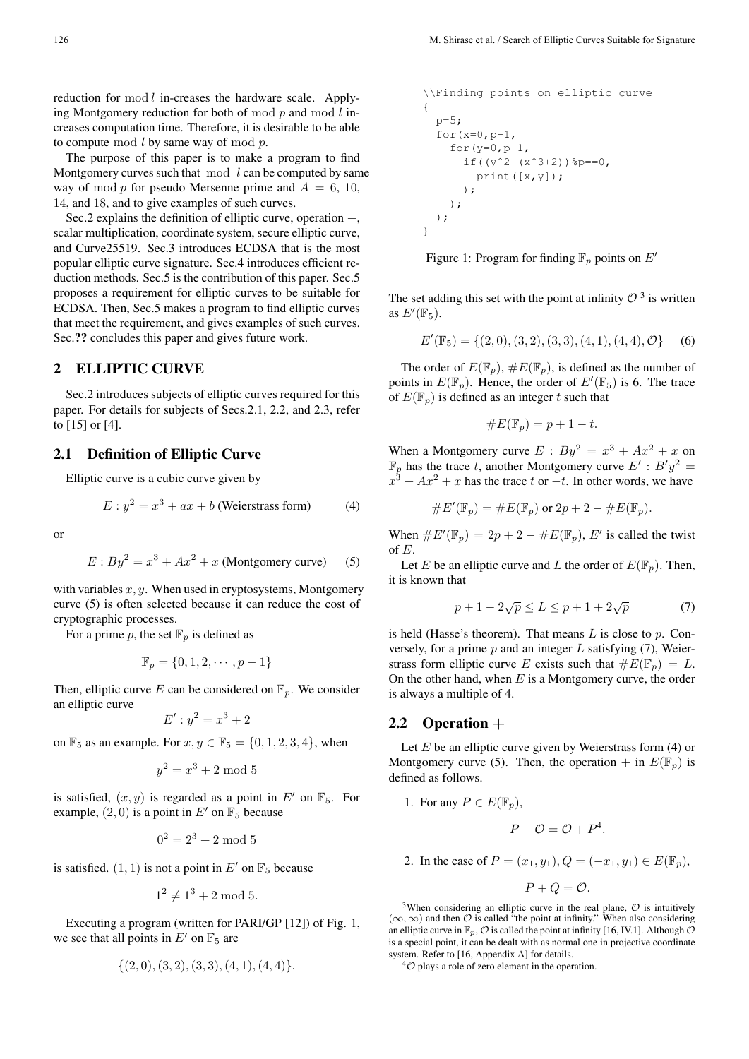reduction for mod $l$ in-creases the hardware scale. Applying Montgomery reduction for both of mod $p$ and mod $l$ increases computation time. Therefore, it is desirable to be able to compute mod $l$ by same way of mod $p$.

The purpose of this paper is to make a program to find Montgomery curves such that mod $l$ can be computed by same way of mod $p$ for pseudo Mersenne prime and $A = 6$, 10, 14, and 18, and to give examples of such curves.

Sec.2 explains the definition of elliptic curve, operation $+$, scalar multiplication, coordinate system, secure elliptic curve, and Curve25519. Sec.3 introduces ECDSA that is the most popular elliptic curve signature. Sec.4 introduces efficient reduction methods. Sec.5 is the contribution of this paper. Sec.5 proposes a requirement for elliptic curves to be suitable for ECDSA. Then, Sec.5 makes a program to find elliptic curves that meet the requirement, and gives examples of such curves. Sec.?? concludes this paper and gives future work.

## 2 ELLIPTIC CURVE

Sec.2 introduces subjects of elliptic curves required for this paper. For details for subjects of Secs.2.1, 2.2, and 2.3, refer to [15] or [4].

### 2.1 Definition of Elliptic Curve

Elliptic curve is a cubic curve given by

$$E : y^2 = x^3 + ax + b \text{ (Weierstrass form)} \qquad (4)$$

or

$$E : By^2 = x^3 + Ax^2 + x \text{ (Montgomery curve)} \qquad (5)$$

with variables $x, y$. When used in cryptosystems, Montgomery curve (5) is often selected because it can reduce the cost of cryptographic processes.

For a prime $p$, the set $\mathbb{F}_p$ is defined as

$$\mathbb{F}_p = \{0, 1, 2, \cdots, p-1\}$$

Then, elliptic curve $E$ can be considered on $\mathbb{F}_p$. We consider an elliptic curve

$$E' : y^2 = x^3 + 2$$

on $\mathbb{F}_5$ as an example. For $x, y \in \mathbb{F}_5 = \{0, 1, 2, 3, 4\}$, when

$$y^2 = x^3 + 2 \bmod 5$$

is satisfied, $(x, y)$ is regarded as a point in $E'$ on $\mathbb{F}_5$. For example, $(2, 0)$ is a point in $E'$ on $\mathbb{F}_5$ because

$$0^2 = 2^3 + 2 \bmod 5$$

is satisfied. $(1, 1)$ is not a point in $E'$ on $\mathbb{F}_5$ because

$$1^2 \neq 1^3 + 2 \bmod 5.$$

Executing a program (written for PARI/GP [12]) of Fig. 1, we see that all points in $E'$ on $\mathbb{F}_5$ are

$$\{(2, 0), (3, 2), (3, 3), (4, 1), (4, 4)\}.$$

```
\\Finding points on elliptic curve
{
  p=5;
  for(x=0,p-1,
    for(y=0,p-1,
      if((y^2-(x^3+2))%p==0,
        print([x,y]);
      );
    );
  );
}
```

Figure 1: Program for finding $\mathbb{F}_p$ points on $E'$

The set adding this set with the point at infinity $\mathcal{O}$ [3] is written as $E'(\mathbb{F}_5)$.

$$E'(\mathbb{F}_5) = \{(2, 0), (3, 2), (3, 3), (4, 1), (4, 4), \mathcal{O}\} \qquad (6)$$

The order of $E(\mathbb{F}_p)$, $\#E(\mathbb{F}_p)$, is defined as the number of points in $E(\mathbb{F}_p)$. Hence, the order of $E'(\mathbb{F}_5)$ is 6. The trace of $E(\mathbb{F}_p)$ is defined as an integer $t$ such that

$$\#E(\mathbb{F}_p) = p + 1 - t.$$

When a Montgomery curve $E : By^2 = x^3 + Ax^2 + x$ on $\mathbb{F}_p$ has the trace $t$, another Montgomery curve $E' : B'y^2 = x^3 + Ax^2 + x$ has the trace $t$ or $-t$. In other words, we have

$$\#E'(\mathbb{F}_p) = \#E(\mathbb{F}_p) \text{ or } 2p + 2 - \#E(\mathbb{F}_p).$$

When $\#E'(\mathbb{F}_p) = 2p + 2 - \#E(\mathbb{F}_p)$, $E'$ is called the twist of $E$.

Let $E$ be an elliptic curve and $L$ the order of $E(\mathbb{F}_p)$. Then, it is known that

$$p + 1 - 2\sqrt{p} \leq L \leq p + 1 + 2\sqrt{p} \qquad (7)$$

is held (Hasse's theorem). That means $L$ is close to $p$. Conversely, for a prime $p$ and an integer $L$ satisfying (7), Weierstrass form elliptic curve $E$ exists such that $\#E(\mathbb{F}_p) = L$. On the other hand, when $E$ is a Montgomery curve, the order is always a multiple of 4.

### 2.2 Operation $+$

Let $E$ be an elliptic curve given by Weierstrass form (4) or Montgomery curve (5). Then, the operation $+$ in $E(\mathbb{F}_p)$ is defined as follows.

1. For any $P \in E(\mathbb{F}_p)$,

$$P + \mathcal{O} = \mathcal{O} + P^{[4]}.$$

2. In the case of $P = (x_1, y_1), Q = (-x_1, y_1) \in E(\mathbb{F}_p)$,

$$P + Q = \mathcal{O}.$$

[3] When considering an elliptic curve in the real plane, $\mathcal{O}$ is intuitively $(\infty, \infty)$ and then $\mathcal{O}$ is called "the point at infinity." When also considering an elliptic curve in $\mathbb{F}_p$, $\mathcal{O}$ is called the point at infinity [16, IV.1]. Although $\mathcal{O}$ is a special point, it can be dealt with as normal one in projective coordinate system. Refer to [16, Appendix A] for details.

[4] $\mathcal{O}$ plays a role of zero element in the operation.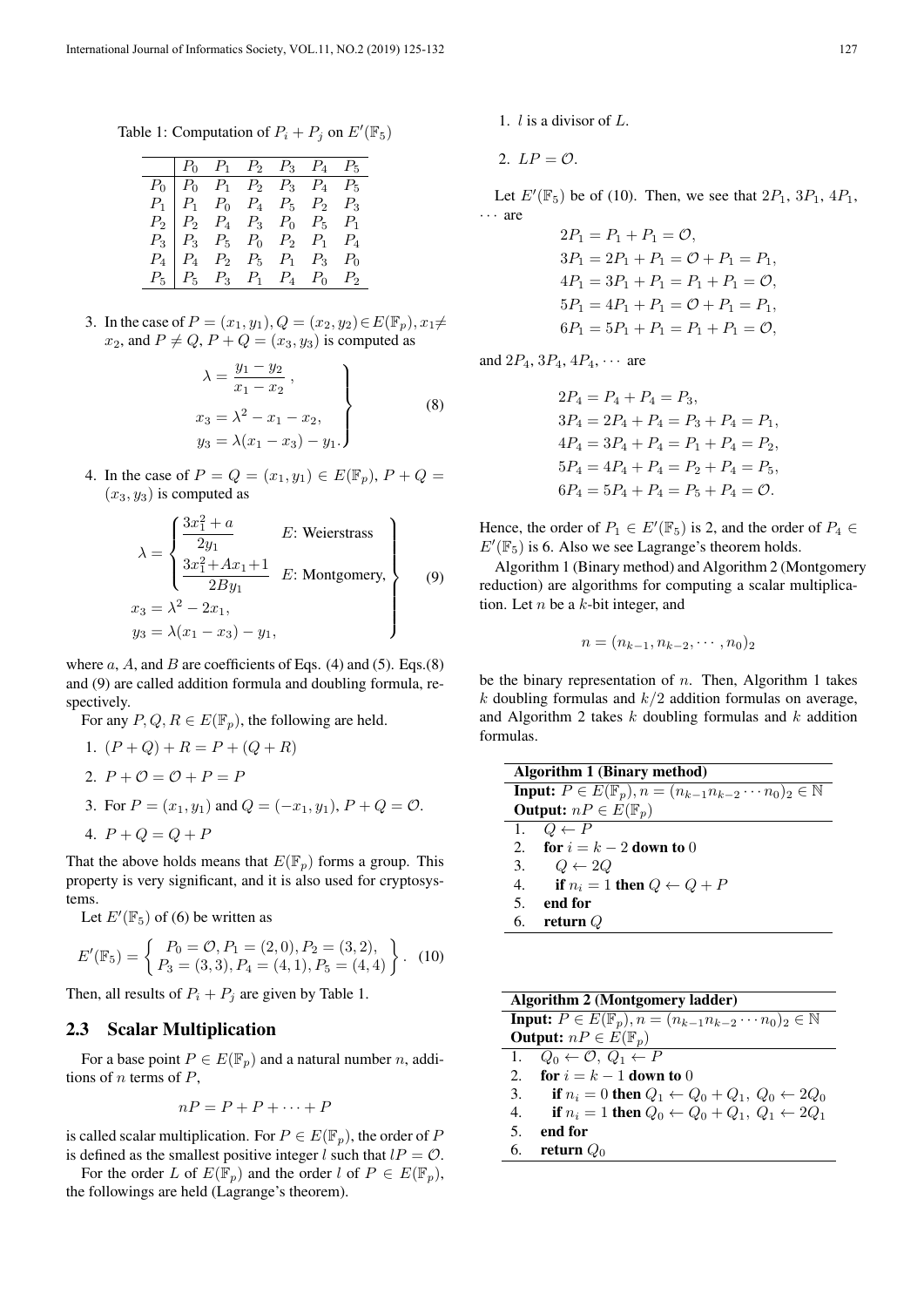Table 1: Computation of $P_i + P_j$ on $E'(\mathbb{F}_5)$

| | $P_0$ | $P_1$ | $P_2$ | $P_3$ | $P_4$ | $P_5$ |
|---|---|---|---|---|---|---|
| $P_0$ | $P_0$ | $P_1$ | $P_2$ | $P_3$ | $P_4$ | $P_5$ |
| $P_1$ | $P_1$ | $P_0$ | $P_4$ | $P_5$ | $P_2$ | $P_3$ |
| $P_2$ | $P_2$ | $P_4$ | $P_3$ | $P_0$ | $P_5$ | $P_1$ |
| $P_3$ | $P_3$ | $P_5$ | $P_0$ | $P_2$ | $P_1$ | $P_4$ |
| $P_4$ | $P_4$ | $P_2$ | $P_5$ | $P_1$ | $P_3$ | $P_0$ |
| $P_5$ | $P_5$ | $P_3$ | $P_1$ | $P_4$ | $P_0$ | $P_2$ |

3. In the case of $P = (x_1, y_1), Q = (x_2, y_2) \in E(\mathbb{F}_p), x_1 \neq x_2$, and $P \neq Q$, $P + Q = (x_3, y_3)$ is computed as

$$\left.\begin{aligned} \lambda &= \frac{y_1 - y_2}{x_1 - x_2}, \\ x_3 &= \lambda^2 - x_1 - x_2, \\ y_3 &= \lambda(x_1 - x_3) - y_1. \end{aligned}\right\} \tag{8}$$

4. In the case of $P = Q = (x_1, y_1) \in E(\mathbb{F}_p)$, $P + Q = (x_3, y_3)$ is computed as

$$\left.\begin{aligned} \lambda &= \begin{cases} \dfrac{3x_1^2 + a}{2y_1} & E\text{: Weierstrass} \\ \dfrac{3x_1^2 + Ax_1 + 1}{2By_1} & E\text{: Montgomery,} \end{cases} \\ x_3 &= \lambda^2 - 2x_1, \\ y_3 &= \lambda(x_1 - x_3) - y_1, \end{aligned}\right\} \tag{9}$$

where $a$, $A$, and $B$ are coefficients of Eqs. (4) and (5). Eqs.(8) and (9) are called addition formula and doubling formula, respectively.

For any $P, Q, R \in E(\mathbb{F}_p)$, the following are held.

1. $(P + Q) + R = P + (Q + R)$
2. $P + \mathcal{O} = \mathcal{O} + P = P$
3. For $P = (x_1, y_1)$ and $Q = (-x_1, y_1)$, $P + Q = \mathcal{O}$.
4. $P + Q = Q + P$

That the above holds means that $E(\mathbb{F}_p)$ forms a group. This property is very significant, and it is also used for cryptosystems.

Let $E'(\mathbb{F}_5)$ of (6) be written as

$$E'(\mathbb{F}_5) = \left\{ \begin{array}{l} P_0 = \mathcal{O}, P_1 = (2, 0), P_2 = (3, 2), \\ P_3 = (3, 3), P_4 = (4, 1), P_5 = (4, 4) \end{array} \right\}. \tag{10}$$

Then, all results of $P_i + P_j$ are given by Table 1.

## 2.3 Scalar Multiplication

For a base point $P \in E(\mathbb{F}_p)$ and a natural number $n$, additions of $n$ terms of $P$,

$$nP = P + P + \cdots + P$$

is called scalar multiplication. For $P \in E(\mathbb{F}_p)$, the order of $P$ is defined as the smallest positive integer $l$ such that $lP = \mathcal{O}$.

For the order $L$ of $E(\mathbb{F}_p)$ and the order $l$ of $P \in E(\mathbb{F}_p)$, the followings are held (Lagrange's theorem).

1. $l$ is a divisor of $L$.
2. $LP = \mathcal{O}$.

Let $E'(\mathbb{F}_5)$ be of (10). Then, we see that $2P_1$, $3P_1$, $4P_1$, $\cdots$ are

$$\begin{aligned} 2P_1 &= P_1 + P_1 = \mathcal{O}, \\ 3P_1 &= 2P_1 + P_1 = \mathcal{O} + P_1 = P_1, \\ 4P_1 &= 3P_1 + P_1 = P_1 + P_1 = \mathcal{O}, \\ 5P_1 &= 4P_1 + P_1 = \mathcal{O} + P_1 = P_1, \\ 6P_1 &= 5P_1 + P_1 = P_1 + P_1 = \mathcal{O}, \end{aligned}$$

and $2P_4, 3P_4, 4P_4, \cdots$ are

$$\begin{aligned} 2P_4 &= P_4 + P_4 = P_3, \\ 3P_4 &= 2P_4 + P_4 = P_3 + P_4 = P_1, \\ 4P_4 &= 3P_4 + P_4 = P_1 + P_4 = P_2, \\ 5P_4 &= 4P_4 + P_4 = P_2 + P_4 = P_5, \\ 6P_4 &= 5P_4 + P_4 = P_5 + P_4 = \mathcal{O}. \end{aligned}$$

Hence, the order of $P_1 \in E'(\mathbb{F}_5)$ is 2, and the order of $P_4 \in E'(\mathbb{F}_5)$ is 6. Also we see Lagrange's theorem holds.

Algorithm 1 (Binary method) and Algorithm 2 (Montgomery reduction) are algorithms for computing a scalar multiplication. Let $n$ be a $k$-bit integer, and

$$n = (n_{k-1}, n_{k-2}, \cdots, n_0)_2$$

be the binary representation of $n$. Then, Algorithm 1 takes $k$ doubling formulas and $k/2$ addition formulas on average, and Algorithm 2 takes $k$ doubling formulas and $k$ addition formulas.

**Algorithm 1 (Binary method)**

**Input:** $P \in E(\mathbb{F}_p), n = (n_{k-1} n_{k-2} \cdots n_0)_2 \in \mathbb{N}$
**Output:** $nP \in E(\mathbb{F}_p)$

1. $Q \leftarrow P$
2. **for** $i = k - 2$ **down to** $0$
3. $\quad Q \leftarrow 2Q$
4. $\quad$**if** $n_i = 1$ **then** $Q \leftarrow Q + P$
5. **end for**
6. **return** $Q$

**Algorithm 2 (Montgomery ladder)**

**Input:** $P \in E(\mathbb{F}_p), n = (n_{k-1} n_{k-2} \cdots n_0)_2 \in \mathbb{N}$
**Output:** $nP \in E(\mathbb{F}_p)$

1. $Q_0 \leftarrow \mathcal{O},\ Q_1 \leftarrow P$
2. **for** $i = k - 1$ **down to** $0$
3. $\quad$**if** $n_i = 0$ **then** $Q_1 \leftarrow Q_0 + Q_1,\ Q_0 \leftarrow 2Q_0$
4. $\quad$**if** $n_i = 1$ **then** $Q_0 \leftarrow Q_0 + Q_1,\ Q_1 \leftarrow 2Q_1$
5. **end for**
6. **return** $Q_0$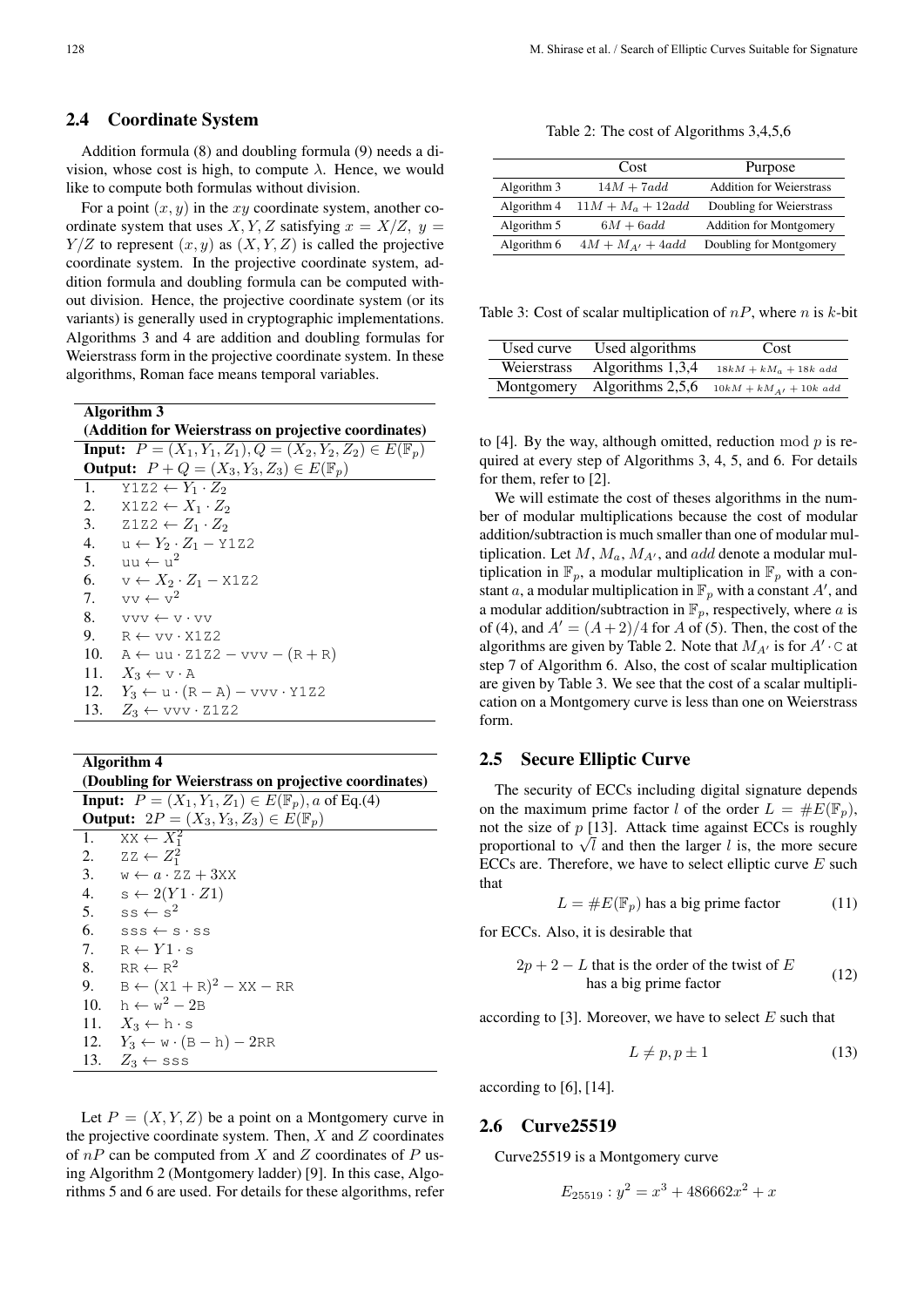## 2.4 Coordinate System

Addition formula (8) and doubling formula (9) needs a division, whose cost is high, to compute $\lambda$. Hence, we would like to compute both formulas without division.

For a point $(x, y)$ in the $xy$ coordinate system, another coordinate system that uses $X, Y, Z$ satisfying $x = X/Z$, $y = Y/Z$ to represent $(x, y)$ as $(X, Y, Z)$ is called the projective coordinate system. In the projective coordinate system, addition formula and doubling formula can be computed without division. Hence, the projective coordinate system (or its variants) is generally used in cryptographic implementations. Algorithms 3 and 4 are addition and doubling formulas for Weierstrass form in the projective coordinate system. In these algorithms, Roman face means temporal variables.

**Algorithm 3**
**(Addition for Weierstrass on projective coordinates)**
**Input:** $P = (X_1, Y_1, Z_1), Q = (X_2, Y_2, Z_2) \in E(\mathbb{F}_p)$
**Output:** $P + Q = (X_3, Y_3, Z_3) \in E(\mathbb{F}_p)$

1. $\mathtt{Y1Z2} \leftarrow Y_1 \cdot Z_2$
2. $\mathtt{X1Z2} \leftarrow X_1 \cdot Z_2$
3. $\mathtt{Z1Z2} \leftarrow Z_1 \cdot Z_2$
4. $\mathtt{u} \leftarrow Y_2 \cdot Z_1 - \mathtt{Y1Z2}$
5. $\mathtt{uu} \leftarrow \mathtt{u}^2$
6. $\mathtt{v} \leftarrow X_2 \cdot Z_1 - \mathtt{X1Z2}$
7. $\mathtt{vv} \leftarrow \mathtt{v}^2$
8. $\mathtt{vvv} \leftarrow \mathtt{v} \cdot \mathtt{vv}$
9. $\mathtt{R} \leftarrow \mathtt{vv} \cdot \mathtt{X1Z2}$
10. $\mathtt{A} \leftarrow \mathtt{uu} \cdot \mathtt{Z1Z2} - \mathtt{vvv} - (\mathtt{R} + \mathtt{R})$
11. $X_3 \leftarrow \mathtt{v} \cdot \mathtt{A}$
12. $Y_3 \leftarrow \mathtt{u} \cdot (\mathtt{R} - \mathtt{A}) - \mathtt{vvv} \cdot \mathtt{Y1Z2}$
13. $Z_3 \leftarrow \mathtt{vvv} \cdot \mathtt{Z1Z2}$

**Algorithm 4**
**(Doubling for Weierstrass on projective coordinates)**
**Input:** $P = (X_1, Y_1, Z_1) \in E(\mathbb{F}_p), a$ of Eq.(4)
**Output:** $2P = (X_3, Y_3, Z_3) \in E(\mathbb{F}_p)$

1. $\mathtt{XX} \leftarrow X_1^2$
2. $\mathtt{ZZ} \leftarrow Z_1^2$
3. $\mathtt{w} \leftarrow a \cdot \mathtt{ZZ} + 3\mathtt{XX}$
4. $\mathtt{s} \leftarrow 2(Y1 \cdot Z1)$
5. $\mathtt{ss} \leftarrow \mathtt{s}^2$
6. $\mathtt{sss} \leftarrow \mathtt{s} \cdot \mathtt{ss}$
7. $\mathtt{R} \leftarrow Y1 \cdot \mathtt{s}$
8. $\mathtt{RR} \leftarrow \mathtt{R}^2$
9. $\mathtt{B} \leftarrow (\mathtt{X1} + \mathtt{R})^2 - \mathtt{XX} - \mathtt{RR}$
10. $\mathtt{h} \leftarrow \mathtt{w}^2 - 2\mathtt{B}$
11. $X_3 \leftarrow \mathtt{h} \cdot \mathtt{s}$
12. $Y_3 \leftarrow \mathtt{w} \cdot (\mathtt{B} - \mathtt{h}) - 2\mathtt{RR}$
13. $Z_3 \leftarrow \mathtt{sss}$

Let $P = (X, Y, Z)$ be a point on a Montgomery curve in the projective coordinate system. Then, $X$ and $Z$ coordinates of $nP$ can be computed from $X$ and $Z$ coordinates of $P$ using Algorithm 2 (Montgomery ladder) [9]. In this case, Algorithms 5 and 6 are used. For details for these algorithms, refer to [4]. By the way, although omitted, reduction $\bmod p$ is required at every step of Algorithms 3, 4, 5, and 6. For details for them, refer to [2].

Table 2: The cost of Algorithms 3,4,5,6

| | Cost | Purpose |
|---|---|---|
| Algorithm 3 | $14M + 7add$ | Addition for Weierstrass |
| Algorithm 4 | $11M + M_a + 12add$ | Doubling for Weierstrass |
| Algorithm 5 | $6M + 6add$ | Addition for Montgomery |
| Algorithm 6 | $4M + M_{A'} + 4add$ | Doubling for Montgomery |

Table 3: Cost of scalar multiplication of $nP$, where $n$ is $k$-bit

| Used curve | Used algorithms | Cost |
|---|---|---|
| Weierstrass | Algorithms 1,3,4 | $18kM + kM_a + 18k\ add$ |
| Montgomery | Algorithms 2,5,6 | $10kM + kM_{A'} + 10k\ add$ |

We will estimate the cost of theses algorithms in the number of modular multiplications because the cost of modular addition/subtraction is much smaller than one of modular multiplication. Let $M$, $M_a$, $M_{A'}$, and $add$ denote a modular multiplication in $\mathbb{F}_p$, a modular multiplication in $\mathbb{F}_p$ with a constant $a$, a modular multiplication in $\mathbb{F}_p$ with a constant $A'$, and a modular addition/subtraction in $\mathbb{F}_p$, respectively, where $a$ is of (4), and $A' = (A+2)/4$ for $A$ of (5). Then, the cost of the algorithms are given by Table 2. Note that $M_{A'}$ is for $A' \cdot \mathtt{C}$ at step 7 of Algorithm 6. Also, the cost of scalar multiplication are given by Table 3. We see that the cost of a scalar multiplication on a Montgomery curve is less than one on Weierstrass form.

## 2.5 Secure Elliptic Curve

The security of ECCs including digital signature depends on the maximum prime factor $l$ of the order $L = \#E(\mathbb{F}_p)$, not the size of $p$ [13]. Attack time against ECCs is roughly proportional to $\sqrt{l}$ and then the larger $l$ is, the more secure ECCs are. Therefore, we have to select elliptic curve $E$ such that

$$L = \#E(\mathbb{F}_p) \text{ has a big prime factor} \tag{11}$$

for ECCs. Also, it is desirable that

$$2p + 2 - L \text{ that is the order of the twist of } E \text{ has a big prime factor} \tag{12}$$

according to [3]. Moreover, we have to select $E$ such that

$$L \neq p, p \pm 1 \tag{13}$$

according to [6], [14].

## 2.6 Curve25519

Curve25519 is a Montgomery curve

$$E_{25519} : y^2 = x^3 + 486662x^2 + x$$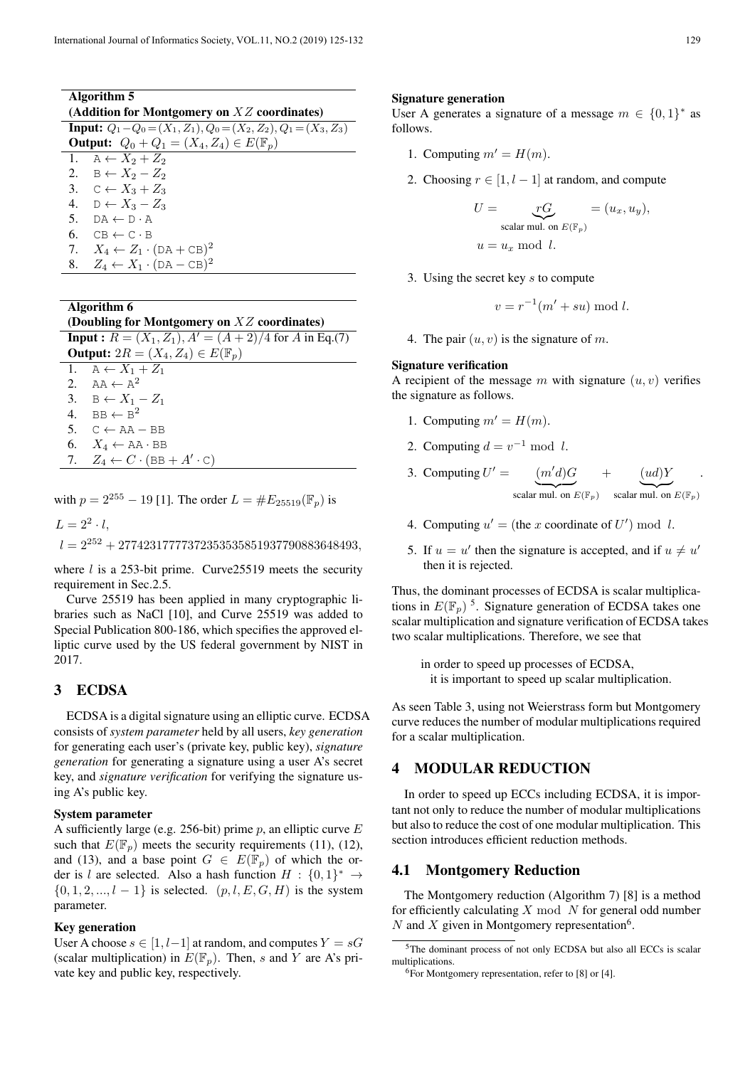**Algorithm 5**
**(Addition for Montgomery on $XZ$ coordinates)**

**Input:** $Q_1 - Q_0 = (X_1, Z_1), Q_0 = (X_2, Z_2), Q_1 = (X_3, Z_3)$
**Output:** $Q_0 + Q_1 = (X_4, Z_4) \in E(\mathbb{F}_p)$

1. $\mathtt{A} \leftarrow X_2 + Z_2$
2. $\mathtt{B} \leftarrow X_2 - Z_2$
3. $\mathtt{C} \leftarrow X_3 + Z_3$
4. $\mathtt{D} \leftarrow X_3 - Z_3$
5. $\mathtt{DA} \leftarrow \mathtt{D} \cdot \mathtt{A}$
6. $\mathtt{CB} \leftarrow \mathtt{C} \cdot \mathtt{B}$
7. $X_4 \leftarrow Z_1 \cdot (\mathtt{DA} + \mathtt{CB})^2$
8. $Z_4 \leftarrow X_1 \cdot (\mathtt{DA} - \mathtt{CB})^2$

**Algorithm 6**
**(Doubling for Montgomery on $XZ$ coordinates)**

**Input :** $R = (X_1, Z_1), A' = (A+2)/4$ for $A$ in Eq.(7)
**Output:** $2R = (X_4, Z_4) \in E(\mathbb{F}_p)$

1. $\mathtt{A} \leftarrow X_1 + Z_1$
2. $\mathtt{AA} \leftarrow \mathtt{A}^2$
3. $\mathtt{B} \leftarrow X_1 - Z_1$
4. $\mathtt{BB} \leftarrow \mathtt{B}^2$
5. $\mathtt{C} \leftarrow \mathtt{AA} - \mathtt{BB}$
6. $X_4 \leftarrow \mathtt{AA} \cdot \mathtt{BB}$
7. $Z_4 \leftarrow C \cdot (\mathtt{BB} + A' \cdot \mathtt{C})$

with $p = 2^{255} - 19$ [1]. The order $L = \#E_{25519}(\mathbb{F}_p)$ is

$$L = 2^2 \cdot l,$$
$$l = 2^{252} + 27742317777372353535851937790883648493,$$

where $l$ is a 253-bit prime. Curve25519 meets the security requirement in Sec.2.5.

Curve 25519 has been applied in many cryptographic libraries such as NaCl [10], and Curve 25519 was added to Special Publication 800-186, which specifies the approved elliptic curve used by the US federal government by NIST in 2017.

## 3 ECDSA

ECDSA is a digital signature using an elliptic curve. ECDSA consists of *system parameter* held by all users, *key generation* for generating each user's (private key, public key), *signature generation* for generating a signature using a user A's secret key, and *signature verification* for verifying the signature using A's public key.

**System parameter**
A sufficiently large (e.g. 256-bit) prime $p$, an elliptic curve $E$ such that $E(\mathbb{F}_p)$ meets the security requirements (11), (12), and (13), and a base point $G \in E(\mathbb{F}_p)$ of which the order is $l$ are selected. Also a hash function $H : \{0,1\}^* \to \{0, 1, 2, ..., l-1\}$ is selected. $(p, l, E, G, H)$ is the system parameter.

**Key generation**
User A choose $s \in [1, l-1]$ at random, and computes $Y = sG$ (scalar multiplication) in $E(\mathbb{F}_p)$. Then, $s$ and $Y$ are A's private key and public key, respectively.

**Signature generation**
User A generates a signature of a message $m \in \{0,1\}^*$ as follows.

1. Computing $m' = H(m)$.
2. Choosing $r \in [1, l-1]$ at random, and compute
$$U = \underbrace{rG}_{\text{scalar mul. on } E(\mathbb{F}_p)} = (u_x, u_y),$$
$$u = u_x \bmod l.$$
3. Using the secret key $s$ to compute
$$v = r^{-1}(m' + su) \bmod l.$$
4. The pair $(u, v)$ is the signature of $m$.

**Signature verification**
A recipient of the message $m$ with signature $(u, v)$ verifies the signature as follows.

1. Computing $m' = H(m)$.
2. Computing $d = v^{-1} \bmod l$.
3. Computing $U' = \underbrace{(m'd)G}_{\text{scalar mul. on } E(\mathbb{F}_p)} + \underbrace{(ud)Y}_{\text{scalar mul. on } E(\mathbb{F}_p)}$.
4. Computing $u' =$ (the $x$ coordinate of $U'$) $\bmod l$.
5. If $u = u'$ then the signature is accepted, and if $u \neq u'$ then it is rejected.

Thus, the dominant processes of ECDSA is scalar multiplications in $E(\mathbb{F}_p)$ [5]. Signature generation of ECDSA takes one scalar multiplication and signature verification of ECDSA takes two scalar multiplications. Therefore, we see that

> in order to speed up processes of ECDSA,
> it is important to speed up scalar multiplication.

As seen Table 3, using not Weierstrass form but Montgomery curve reduces the number of modular multiplications required for a scalar multiplication.

## 4 MODULAR REDUCTION

In order to speed up ECCs including ECDSA, it is important not only to reduce the number of modular multiplications but also to reduce the cost of one modular multiplication. This section introduces efficient reduction methods.

### 4.1 Montgomery Reduction

The Montgomery reduction (Algorithm 7) [8] is a method for efficiently calculating $X \bmod N$ for general odd number $N$ and $X$ given in Montgomery representation[6].

[5] The dominant process of not only ECDSA but also all ECCs is scalar multiplications.

[6] For Montgomery representation, refer to [8] or [4].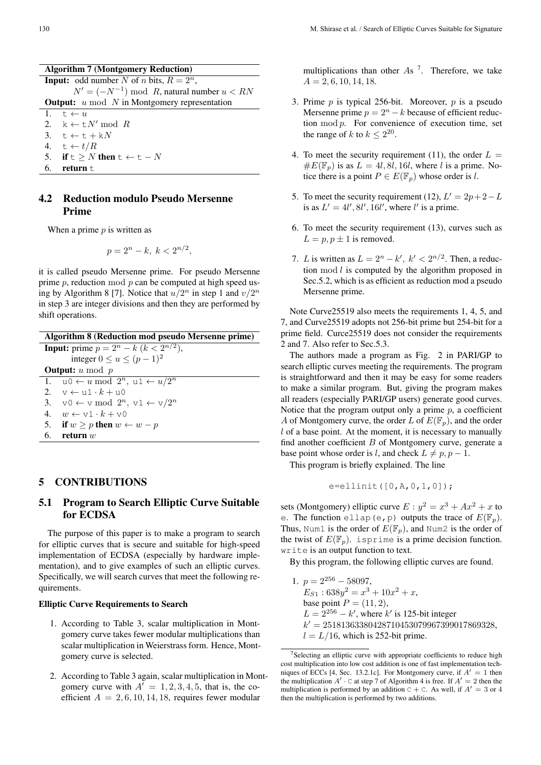**Algorithm 7 (Montgomery Reduction)**

**Input:** odd number $N$ of $n$ bits, $R = 2^n$, $N' = (-N^{-1}) \bmod R$, natural number $u < RN$

**Output:** $u \bmod N$ in Montgomery representation

1. $\mathtt{t} \leftarrow u$
2. $\mathtt{k} \leftarrow \mathtt{t}N' \bmod R$
3. $\mathtt{t} \leftarrow \mathtt{t} + \mathtt{k}N$
4. $\mathtt{t} \leftarrow t/R$
5. **if** $\mathtt{t} \geq N$ **then** $\mathtt{t} \leftarrow \mathtt{t} - N$
6. **return** t

### 4.2 Reduction modulo Pseudo Mersenne Prime

When a prime $p$ is written as

$$p = 2^n - k,\ k < 2^{n/2},$$

it is called pseudo Mersenne prime. For pseudo Mersenne prime $p$, reduction $\bmod p$ can be computed at high speed using by Algorithm 8 [7]. Notice that $u/2^n$ in step 1 and $v/2^n$ in step 3 are integer divisions and then they are performed by shift operations.

**Algorithm 8 (Reduction mod pseudo Mersenne prime)**

**Input:** prime $p = 2^n - k$ ($k < 2^{n/2}$), integer $0 \leq u \leq (p-1)^2$

**Output:** $u \bmod p$

1. $\mathtt{u0} \leftarrow u \bmod 2^n$, $\mathtt{u1} \leftarrow u/2^n$
2. $\mathtt{v} \leftarrow \mathtt{u1} \cdot k + \mathtt{u0}$
3. $\mathtt{v0} \leftarrow \mathtt{v} \bmod 2^n$, $\mathtt{v1} \leftarrow \mathtt{v}/2^n$
4. $w \leftarrow \mathtt{v1} \cdot k + \mathtt{v0}$
5. **if** $w \geq p$ **then** $w \leftarrow w - p$
6. **return** $w$

## 5 CONTRIBUTIONS

### 5.1 Program to Search Elliptic Curve Suitable for ECDSA

The purpose of this paper is to make a program to search for elliptic curves that is secure and suitable for high-speed implementation of ECDSA (especially by hardware implementation), and to give examples of such an elliptic curves. Specifically, we will search curves that meet the following requirements.

#### Elliptic Curve Requirements to Search

1. According to Table 3, scalar multiplication in Montgomery curve takes fewer modular multiplications than scalar multiplication in Weierstrass form. Hence, Montgomery curve is selected.
2. According to Table 3 again, scalar multiplication in Montgomery curve with $A' = 1, 2, 3, 4, 5$, that is, the coefficient $A = 2, 6, 10, 14, 18$, requires fewer modular multiplications than other $A$s [7]. Therefore, we take $A = 2, 6, 10, 14, 18$.
3. Prime $p$ is typical 256-bit. Moreover, $p$ is a pseudo Mersenne prime $p = 2^n - k$ because of efficient reduction $\bmod p$. For convenience of execution time, set the range of $k$ to $k \leq 2^{20}$.
4. To meet the security requirement (11), the order $L = \#E(\mathbb{F}_p)$ is as $L = 4l, 8l, 16l$, where $l$ is a prime. Notice there is a point $P \in E(\mathbb{F}_p)$ whose order is $l$.
5. To meet the security requirement (12), $L' = 2p+2-L$ is as $L' = 4l', 8l', 16l'$, where $l'$ is a prime.
6. To meet the security requirement (13), curves such as $L = p, p \pm 1$ is removed.
7. $L$ is written as $L = 2^n - k'$, $k' < 2^{n/2}$. Then, a reduction $\bmod l$ is computed by the algorithm proposed in Sec.5.2, which is as efficient as reduction mod a pseudo Mersenne prime.

Note Curve25519 also meets the requirements 1, 4, 5, and 7, and Curve25519 adopts not 256-bit prime but 254-bit for a prime field. Curce25519 does not consider the requirements 2 and 7. Also refer to Sec.5.3.

The authors made a program as Fig. 2 in PARI/GP to search elliptic curves meeting the requirements. The program is straightforward and then it may be easy for some readers to make a similar program. But, giving the program makes all readers (especially PARI/GP users) generate good curves. Notice that the program output only a prime $p$, a coefficient $A$ of Montgomery curve, the order $L$ of $E(\mathbb{F}_p)$, and the order $l$ of a base point. At the moment, it is necessary to manually find another coefficient $B$ of Montgomery curve, generate a base point whose order is $l$, and check $L \neq p, p-1$.

This program is briefly explained. The line

```
e=ellinit([0,A,0,1,0]);
```

sets (Montgomery) elliptic curve $E : y^2 = x^3 + Ax^2 + x$ to e. The function `ellap(e,p)` outputs the trace of $E(\mathbb{F}_p)$. Thus, `Num1` is the order of $E(\mathbb{F}_p)$, and `Num2` is the order of the twist of $E(\mathbb{F}_p)$. `isprime` is a prime decision function. `write` is an output function to text.

By this program, the following elliptic curves are found.

1. $p = 2^{256} - 58097$,
   $E_{S1} : 638y^2 = x^3 + 10x^2 + x$,
   base point $P = (11, 2)$,
   $L = 2^{256} - k'$, where $k'$ is 125-bit integer
   $k' = 25181363380428710453079967399017869328$,
   $l = L/16$, which is 252-bit prime.

[7] Selecting an elliptic curve with appropriate coefficients to reduce high cost multiplication into low cost addition is one of fast implementation techniques of ECCs [4, Sec. 13.2.1c]. For Montgomery curve, if $A' = 1$ then the multiplication $A' \cdot \mathtt{C}$ at step 7 of Algorithm 4 is free. If $A' = 2$ then the multiplication is performed by an addition $\mathtt{C} + \mathtt{C}$. As well, if $A' = 3$ or 4 then the multiplication is performed by two additions.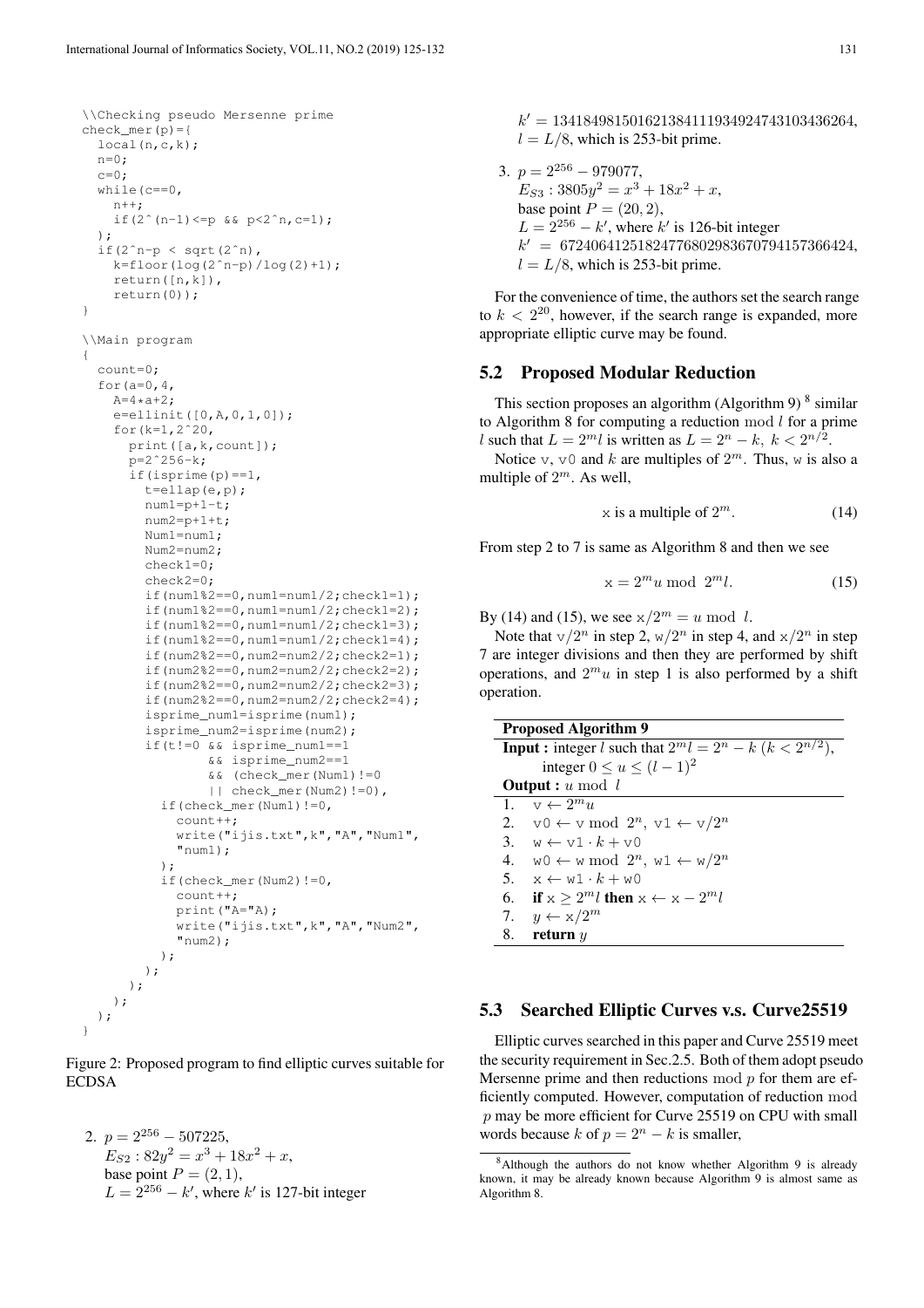```
\\Checking pseudo Mersenne prime
check_mer(p)={
  local(n,c,k);
  n=0;
  c=0;
  while(c==0,
    n++;
    if(2^(n-1)<=p && p<2^n,c=1);
  );
  if(2^n-p < sqrt(2^n),
    k=floor(log(2^n-p)/log(2)+1);
    return([n,k]),
    return(0));
}

\\Main program
{
  count=0;
  for(a=0,4,
    A=4*a+2;
    e=ellinit([0,A,0,1,0]);
    for(k=1,2^20,
      print([a,k,count]);
      p=2^256-k;
      if(isprime(p)==1,
        t=ellap(e,p);
        num1=p+1-t;
        num2=p+1+t;
        Num1=num1;
        Num2=num2;
        check1=0;
        check2=0;
        if(num1%2==0,num1=num1/2;check1=1);
        if(num1%2==0,num1=num1/2;check1=2);
        if(num1%2==0,num1=num1/2;check1=3);
        if(num1%2==0,num1=num1/2;check1=4);
        if(num2%2==0,num2=num2/2;check2=1);
        if(num2%2==0,num2=num2/2;check2=2);
        if(num2%2==0,num2=num2/2;check2=3);
        if(num2%2==0,num2=num2/2;check2=4);
        isprime_num1=isprime(num1);
        isprime_num2=isprime(num2);
        if(t!=0 && isprime_num1==1
                && isprime_num2==1
                && (check_mer(Num1)!=0
                || check_mer(Num2)!=0),
          if(check_mer(Num1)!=0,
            count++;
            write("ijis.txt",k,"A","Num1",
            "num1);
          );
          if(check_mer(Num2)!=0,
            count++;
            print("A="A);
            write("ijis.txt",k,"A","Num2",
            "num2);
          );
        );
      );
    );
  );
}
```

Figure 2: Proposed program to find elliptic curves suitable for ECDSA

2. $p = 2^{256} - 507225$,
   $E_{S2} : 82y^2 = x^3 + 18x^2 + x$,
   base point $P = (2, 1)$,
   $L = 2^{256} - k'$, where $k'$ is 127-bit integer
   $k' = 134184981501621384111934924743103436264$,
   $l = L/8$, which is 253-bit prime.

3. $p = 2^{256} - 979077$,
   $E_{S3} : 3805y^2 = x^3 + 18x^2 + x$,
   base point $P = (20, 2)$,
   $L = 2^{256} - k'$, where $k'$ is 126-bit integer
   $k' = 67240641251824776802983670794157366424$,
   $l = L/8$, which is 253-bit prime.

For the convenience of time, the authors set the search range to $k < 2^{20}$, however, if the search range is expanded, more appropriate elliptic curve may be found.

## 5.2 Proposed Modular Reduction

This section proposes an algorithm (Algorithm 9) [8] similar to Algorithm 8 for computing a reduction $\bmod\ l$ for a prime $l$ such that $L = 2^m l$ is written as $L = 2^n - k,\ k < 2^{n/2}$.

Notice v, v0 and $k$ are multiples of $2^m$. Thus, w is also a multiple of $2^m$. As well,

$$\text{x is a multiple of } 2^m. \tag{14}$$

From step 2 to 7 is same as Algorithm 8 and then we see

$$\text{x} = 2^m u \bmod 2^m l. \tag{15}$$

By (14) and (15), we see $\text{x}/2^m = u \bmod l$.

Note that $\text{v}/2^n$ in step 2, $\text{w}/2^n$ in step 4, and $\text{x}/2^n$ in step 7 are integer divisions and then they are performed by shift operations, and $2^m u$ in step 1 is also performed by a shift operation.

| **Proposed Algorithm 9** |
|---|
| **Input :** integer $l$ such that $2^m l = 2^n - k\ (k < 2^{n/2})$, integer $0 \leq u \leq (l-1)^2$ |
| **Output :** $u \bmod l$ |
| 1. $\text{v} \leftarrow 2^m u$ |
| 2. $\text{v0} \leftarrow \text{v} \bmod 2^n$, $\text{v1} \leftarrow \text{v}/2^n$ |
| 3. $\text{w} \leftarrow \text{v1} \cdot k + \text{v0}$ |
| 4. $\text{w0} \leftarrow \text{w} \bmod 2^n$, $\text{w1} \leftarrow \text{w}/2^n$ |
| 5. $\text{x} \leftarrow \text{w1} \cdot k + \text{w0}$ |
| 6. **if** $\text{x} \geq 2^m l$ **then** $\text{x} \leftarrow \text{x} - 2^m l$ |
| 7. $y \leftarrow \text{x}/2^m$ |
| 8. **return** $y$ |

## 5.3 Searched Elliptic Curves v.s. Curve25519

Elliptic curves searched in this paper and Curve 25519 meet the security requirement in Sec.2.5. Both of them adopt pseudo Mersenne prime and then reductions $\bmod\ p$ for them are efficiently computed. However, computation of reduction $\bmod\ p$ may be more efficient for Curve 25519 on CPU with small words because $k$ of $p = 2^n - k$ is smaller,

[8] Although the authors do not know whether Algorithm 9 is already known, it may be already known because Algorithm 9 is almost same as Algorithm 8.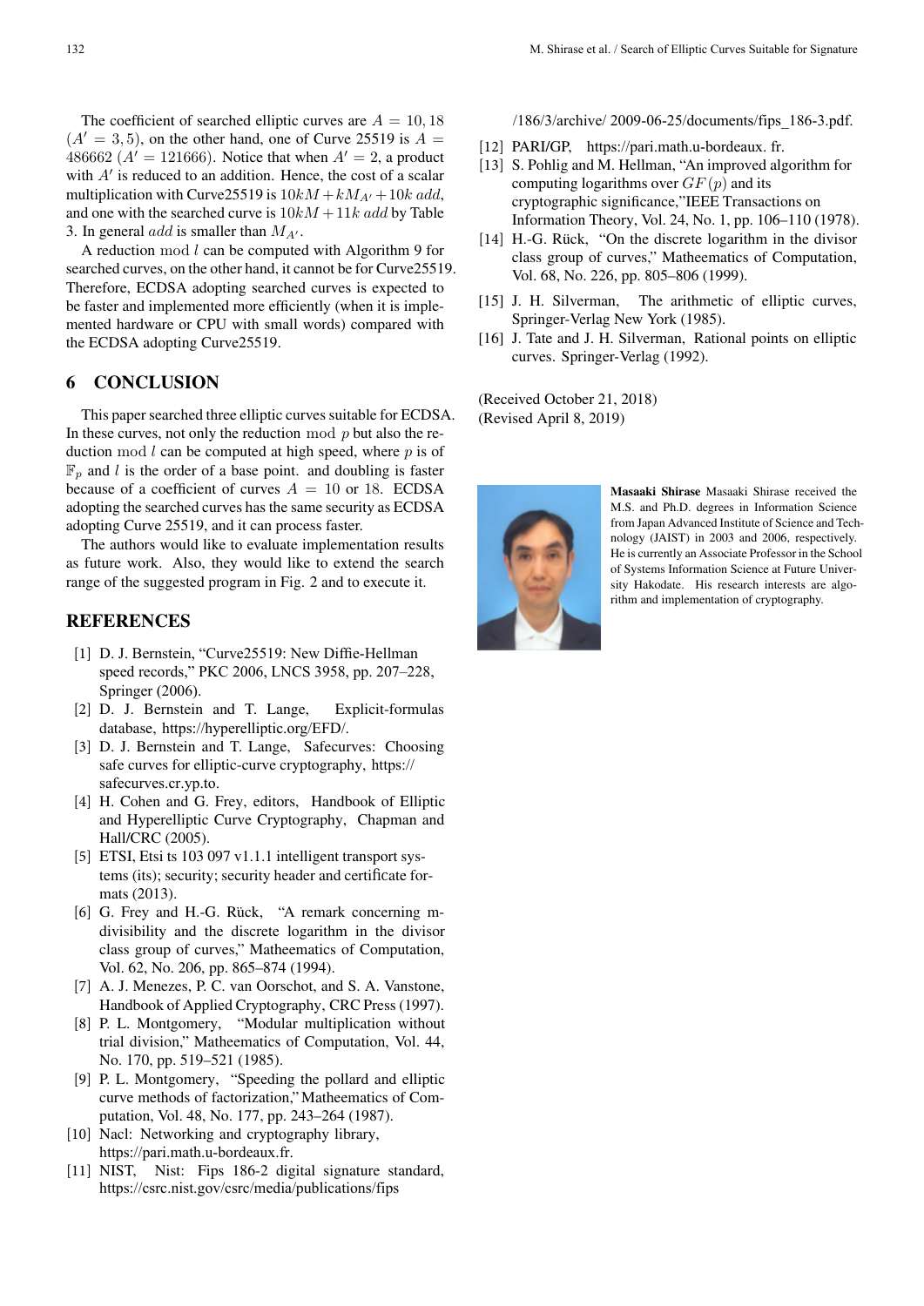The coefficient of searched elliptic curves are $A = 10, 18$ ($A' = 3, 5$), on the other hand, one of Curve 25519 is $A = 486662$ ($A' = 121666$). Notice that when $A' = 2$, a product with $A'$ is reduced to an addition. Hence, the cost of a scalar multiplication with Curve25519 is $10kM + kM_{A'} + 10k\ add$, and one with the searched curve is $10kM + 11k\ add$ by Table 3. In general $add$ is smaller than $M_{A'}$.

A reduction $\bmod\ l$ can be computed with Algorithm 9 for searched curves, on the other hand, it cannot be for Curve25519. Therefore, ECDSA adopting searched curves is expected to be faster and implemented more efficiently (when it is implemented hardware or CPU with small words) compared with the ECDSA adopting Curve25519.

## 6 CONCLUSION

This paper searched three elliptic curves suitable for ECDSA. In these curves, not only the reduction $\bmod\ p$ but also the reduction $\bmod\ l$ can be computed at high speed, where $p$ is of $\mathbb{F}_p$ and $l$ is the order of a base point. and doubling is faster because of a coefficient of curves $A = 10$ or $18$. ECDSA adopting the searched curves has the same security as ECDSA adopting Curve 25519, and it can process faster.

The authors would like to evaluate implementation results as future work. Also, they would like to extend the search range of the suggested program in Fig. 2 and to execute it.

## REFERENCES

[1] D. J. Bernstein, "Curve25519: New Diffie-Hellman speed records," PKC 2006, LNCS 3958, pp. 207–228, Springer (2006).

[2] D. J. Bernstein and T. Lange, Explicit-formulas database, https://hyperelliptic.org/EFD/.

[3] D. J. Bernstein and T. Lange, Safecurves: Choosing safe curves for elliptic-curve cryptography, https://safecurves.cr.yp.to.

[4] H. Cohen and G. Frey, editors, Handbook of Elliptic and Hyperelliptic Curve Cryptography, Chapman and Hall/CRC (2005).

[5] ETSI, Etsi ts 103 097 v1.1.1 intelligent transport systems (its); security; security header and certificate formats (2013).

[6] G. Frey and H.-G. Rück, "A remark concerning m-divisibility and the discrete logarithm in the divisor class group of curves," Matheematics of Computation, Vol. 62, No. 206, pp. 865–874 (1994).

[7] A. J. Menezes, P. C. van Oorschot, and S. A. Vanstone, Handbook of Applied Cryptography, CRC Press (1997).

[8] P. L. Montgomery, "Modular multiplication without trial division," Matheematics of Computation, Vol. 44, No. 170, pp. 519–521 (1985).

[9] P. L. Montgomery, "Speeding the pollard and elliptic curve methods of factorization," Matheematics of Computation, Vol. 48, No. 177, pp. 243–264 (1987).

[10] Nacl: Networking and cryptography library, https://pari.math.u-bordeaux.fr.

[11] NIST, Nist: Fips 186-2 digital signature standard, https://csrc.nist.gov/csrc/media/publications/fips/186/3/archive/ 2009-06-25/documents/fips_186-3.pdf.

[12] PARI/GP, https://pari.math.u-bordeaux. fr.

[13] S. Pohlig and M. Hellman, "An improved algorithm for computing logarithms over $GF(p)$ and its cryptographic significance,"IEEE Transactions on Information Theory, Vol. 24, No. 1, pp. 106–110 (1978).

[14] H.-G. Rück, "On the discrete logarithm in the divisor class group of curves," Matheematics of Computation, Vol. 68, No. 226, pp. 805–806 (1999).

[15] J. H. Silverman, The arithmetic of elliptic curves, Springer-Verlag New York (1985).

[16] J. Tate and J. H. Silverman, Rational points on elliptic curves. Springer-Verlag (1992).

(Received October 21, 2018)
(Revised April 8, 2019)

**Masaaki Shirase** Masaaki Shirase received the M.S. and Ph.D. degrees in Information Science from Japan Advanced Institute of Science and Technology (JAIST) in 2003 and 2006, respectively. He is currently an Associate Professor in the School of Systems Information Science at Future University Hakodate. His research interests are algorithm and implementation of cryptography.